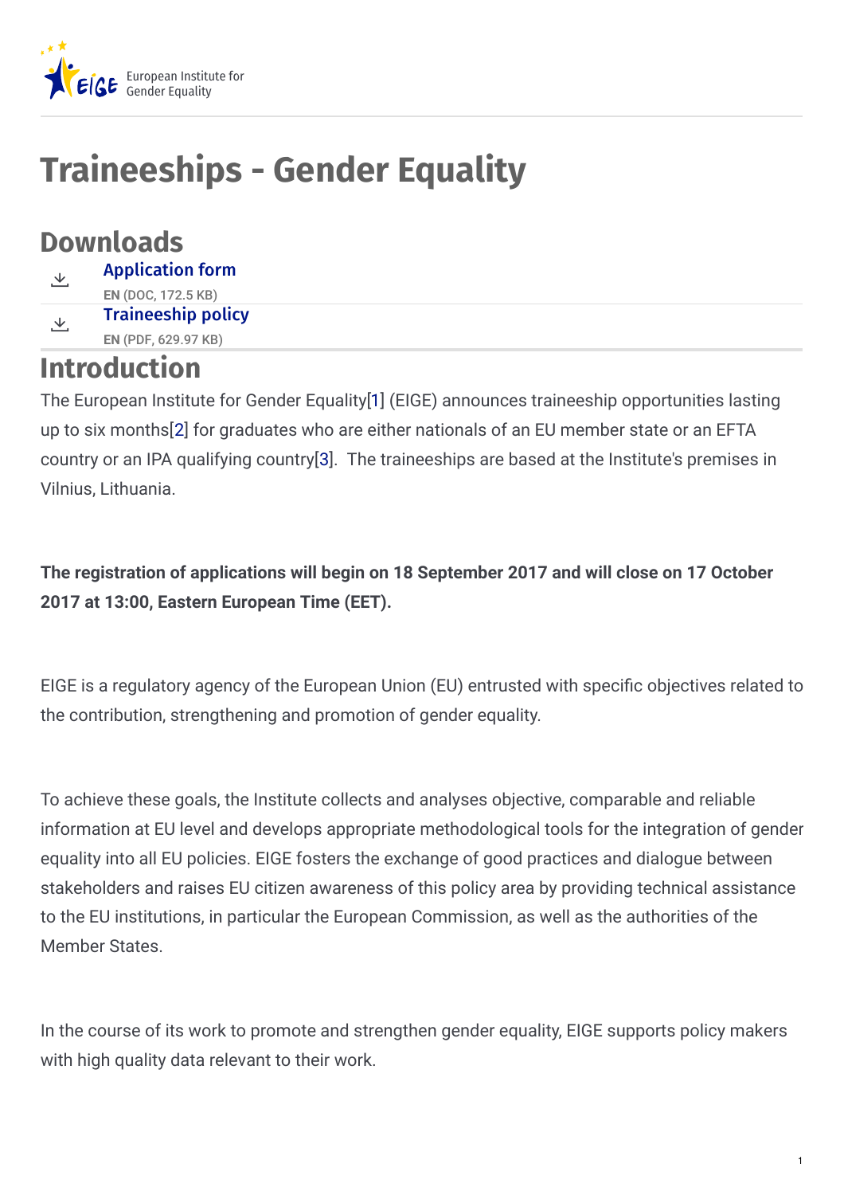European Institute for Gender Equality

# Traineeships - Gender Equality

## Downloads

[Application form](#)
EN (DOC, 172.5 KB)

[Traineeship policy](#)
EN (PDF, 629.97 KB)

## Introduction

The European Institute for Gender Equality[1] (EIGE) announces traineeship opportunities lasting up to six months[2] for graduates who are either nationals of an EU member state or an EFTA country or an IPA qualifying country[3]. The traineeships are based at the Institute's premises in Vilnius, Lithuania.

**The registration of applications will begin on 18 September 2017 and will close on 17 October 2017 at 13:00, Eastern European Time (EET).**

EIGE is a regulatory agency of the European Union (EU) entrusted with specific objectives related to the contribution, strengthening and promotion of gender equality.

To achieve these goals, the Institute collects and analyses objective, comparable and reliable information at EU level and develops appropriate methodological tools for the integration of gender equality into all EU policies. EIGE fosters the exchange of good practices and dialogue between stakeholders and raises EU citizen awareness of this policy area by providing technical assistance to the EU institutions, in particular the European Commission, as well as the authorities of the Member States.

In the course of its work to promote and strengthen gender equality, EIGE supports policy makers with high quality data relevant to their work.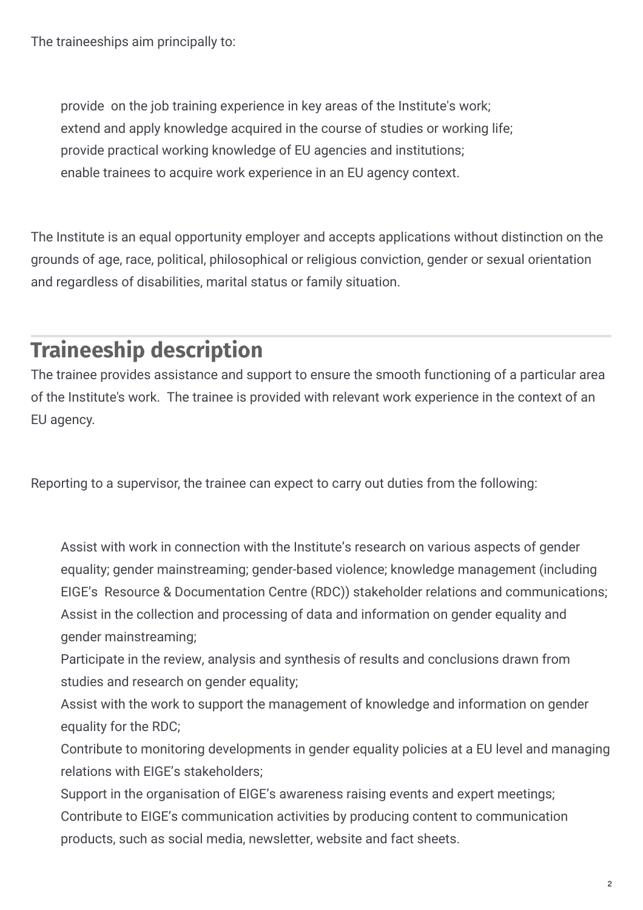The traineeships aim principally to:

- provide on the job training experience in key areas of the Institute's work;
- extend and apply knowledge acquired in the course of studies or working life;
- provide practical working knowledge of EU agencies and institutions;
- enable trainees to acquire work experience in an EU agency context.

The Institute is an equal opportunity employer and accepts applications without distinction on the grounds of age, race, political, philosophical or religious conviction, gender or sexual orientation and regardless of disabilities, marital status or family situation.

## Traineeship description

The trainee provides assistance and support to ensure the smooth functioning of a particular area of the Institute's work. The trainee is provided with relevant work experience in the context of an EU agency.

Reporting to a supervisor, the trainee can expect to carry out duties from the following:

- Assist with work in connection with the Institute's research on various aspects of gender equality; gender mainstreaming; gender-based violence; knowledge management (including EIGE's Resource & Documentation Centre (RDC)) stakeholder relations and communications;
- Assist in the collection and processing of data and information on gender equality and gender mainstreaming;
- Participate in the review, analysis and synthesis of results and conclusions drawn from studies and research on gender equality;
- Assist with the work to support the management of knowledge and information on gender equality for the RDC;
- Contribute to monitoring developments in gender equality policies at a EU level and managing relations with EIGE's stakeholders;
- Support in the organisation of EIGE's awareness raising events and expert meetings;
- Contribute to EIGE's communication activities by producing content to communication products, such as social media, newsletter, website and fact sheets.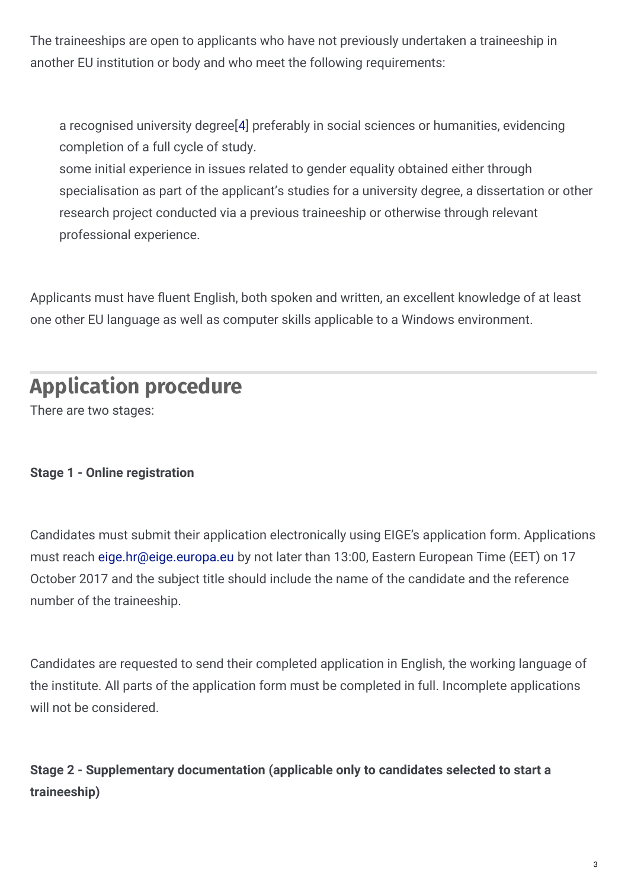The traineeships are open to applicants who have not previously undertaken a traineeship in another EU institution or body and who meet the following requirements:

- a recognised university degree[4] preferably in social sciences or humanities, evidencing completion of a full cycle of study.
- some initial experience in issues related to gender equality obtained either through specialisation as part of the applicant's studies for a university degree, a dissertation or other research project conducted via a previous traineeship or otherwise through relevant professional experience.

Applicants must have fluent English, both spoken and written, an excellent knowledge of at least one other EU language as well as computer skills applicable to a Windows environment.

## Application procedure

There are two stages:

**Stage 1 - Online registration**

Candidates must submit their application electronically using EIGE's application form. Applications must reach eige.hr@eige.europa.eu by not later than 13:00, Eastern European Time (EET) on 17 October 2017 and the subject title should include the name of the candidate and the reference number of the traineeship.

Candidates are requested to send their completed application in English, the working language of the institute. All parts of the application form must be completed in full. Incomplete applications will not be considered.

**Stage 2 - Supplementary documentation (applicable only to candidates selected to start a traineeship)**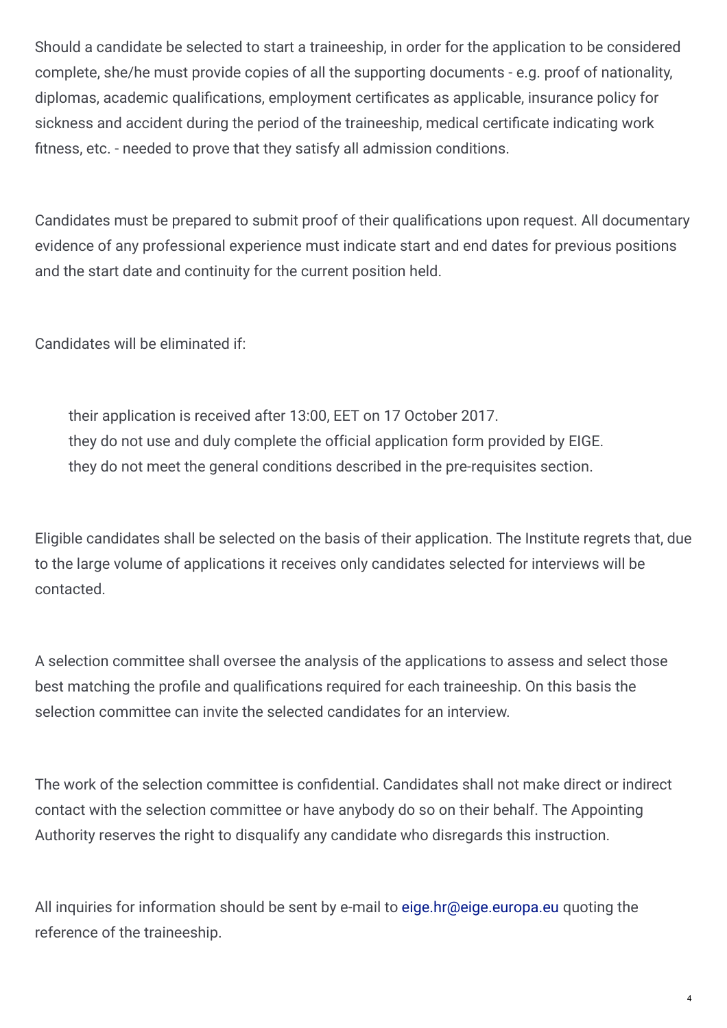Should a candidate be selected to start a traineeship, in order for the application to be considered complete, she/he must provide copies of all the supporting documents - e.g. proof of nationality, diplomas, academic qualifications, employment certificates as applicable, insurance policy for sickness and accident during the period of the traineeship, medical certificate indicating work fitness, etc. - needed to prove that they satisfy all admission conditions.

Candidates must be prepared to submit proof of their qualifications upon request. All documentary evidence of any professional experience must indicate start and end dates for previous positions and the start date and continuity for the current position held.

Candidates will be eliminated if:

- their application is received after 13:00, EET on 17 October 2017.
- they do not use and duly complete the official application form provided by EIGE.
- they do not meet the general conditions described in the pre-requisites section.

Eligible candidates shall be selected on the basis of their application. The Institute regrets that, due to the large volume of applications it receives only candidates selected for interviews will be contacted.

A selection committee shall oversee the analysis of the applications to assess and select those best matching the profile and qualifications required for each traineeship. On this basis the selection committee can invite the selected candidates for an interview.

The work of the selection committee is confidential. Candidates shall not make direct or indirect contact with the selection committee or have anybody do so on their behalf. The Appointing Authority reserves the right to disqualify any candidate who disregards this instruction.

All inquiries for information should be sent by e-mail to eige.hr@eige.europa.eu quoting the reference of the traineeship.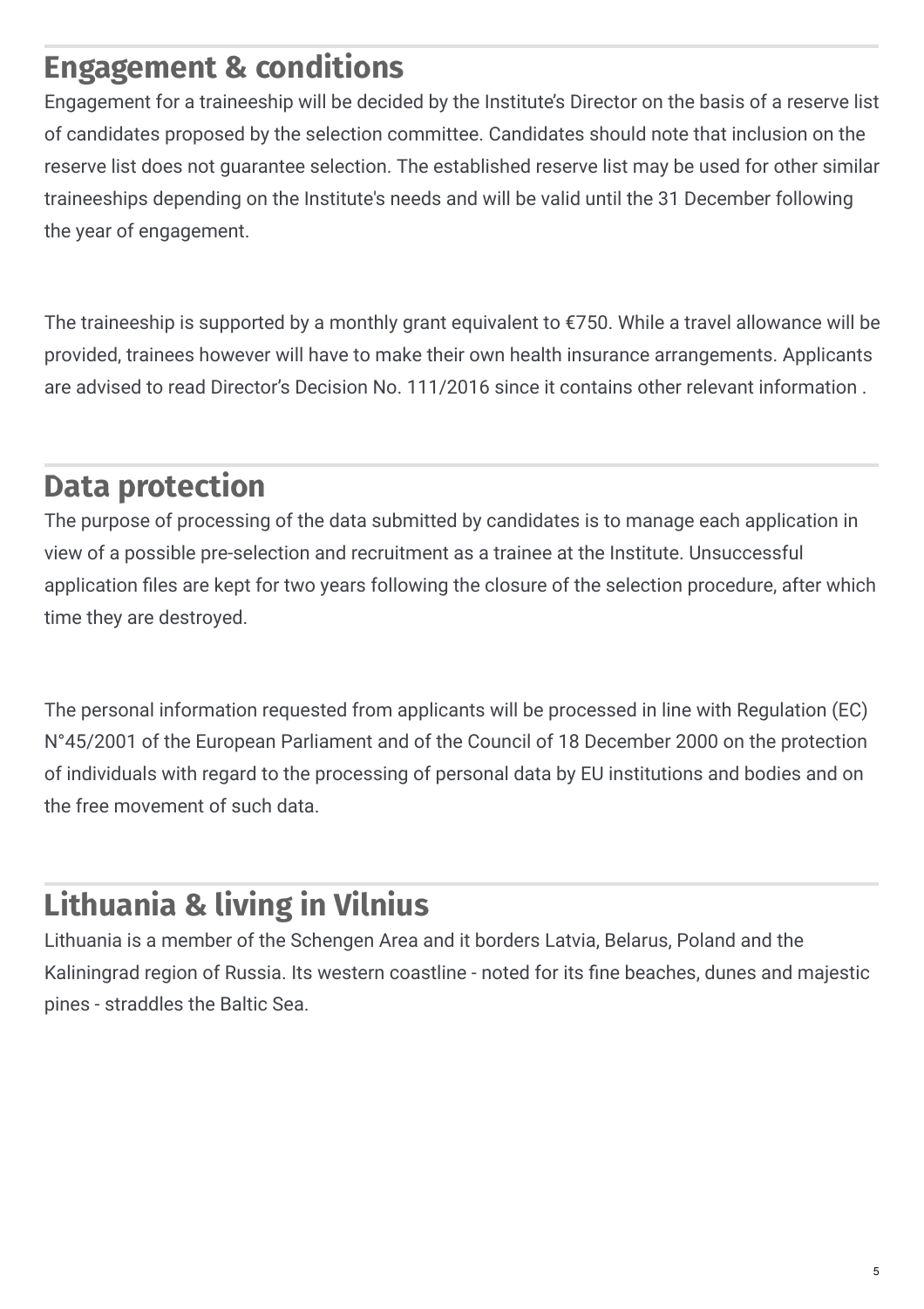## Engagement & conditions

Engagement for a traineeship will be decided by the Institute's Director on the basis of a reserve list of candidates proposed by the selection committee. Candidates should note that inclusion on the reserve list does not guarantee selection. The established reserve list may be used for other similar traineeships depending on the Institute's needs and will be valid until the 31 December following the year of engagement.

The traineeship is supported by a monthly grant equivalent to €750. While a travel allowance will be provided, trainees however will have to make their own health insurance arrangements. Applicants are advised to read Director's Decision No. 111/2016 since it contains other relevant information .

## Data protection

The purpose of processing of the data submitted by candidates is to manage each application in view of a possible pre-selection and recruitment as a trainee at the Institute. Unsuccessful application files are kept for two years following the closure of the selection procedure, after which time they are destroyed.

The personal information requested from applicants will be processed in line with Regulation (EC) N°45/2001 of the European Parliament and of the Council of 18 December 2000 on the protection of individuals with regard to the processing of personal data by EU institutions and bodies and on the free movement of such data.

## Lithuania & living in Vilnius

Lithuania is a member of the Schengen Area and it borders Latvia, Belarus, Poland and the Kaliningrad region of Russia. Its western coastline - noted for its fine beaches, dunes and majestic pines - straddles the Baltic Sea.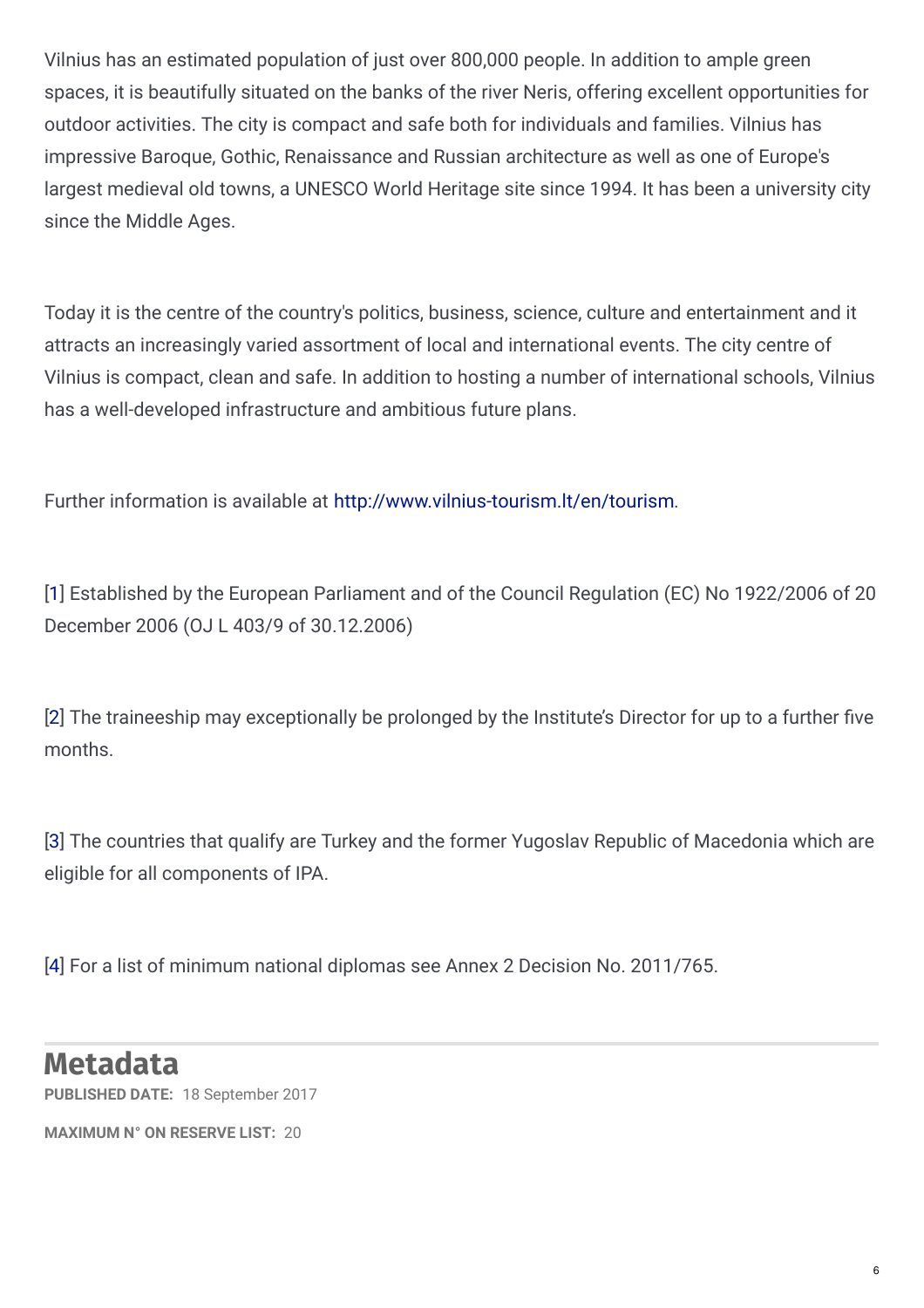Vilnius has an estimated population of just over 800,000 people. In addition to ample green spaces, it is beautifully situated on the banks of the river Neris, offering excellent opportunities for outdoor activities. The city is compact and safe both for individuals and families. Vilnius has impressive Baroque, Gothic, Renaissance and Russian architecture as well as one of Europe's largest medieval old towns, a UNESCO World Heritage site since 1994. It has been a university city since the Middle Ages.

Today it is the centre of the country's politics, business, science, culture and entertainment and it attracts an increasingly varied assortment of local and international events. The city centre of Vilnius is compact, clean and safe. In addition to hosting a number of international schools, Vilnius has a well-developed infrastructure and ambitious future plans.

Further information is available at http://www.vilnius-tourism.lt/en/tourism.

[1] Established by the European Parliament and of the Council Regulation (EC) No 1922/2006 of 20 December 2006 (OJ L 403/9 of 30.12.2006)

[2] The traineeship may exceptionally be prolonged by the Institute's Director for up to a further five months.

[3] The countries that qualify are Turkey and the former Yugoslav Republic of Macedonia which are eligible for all components of IPA.

[4] For a list of minimum national diplomas see Annex 2 Decision No. 2011/765.

## Metadata

**PUBLISHED DATE:** 18 September 2017

**MAXIMUM N° ON RESERVE LIST:** 20